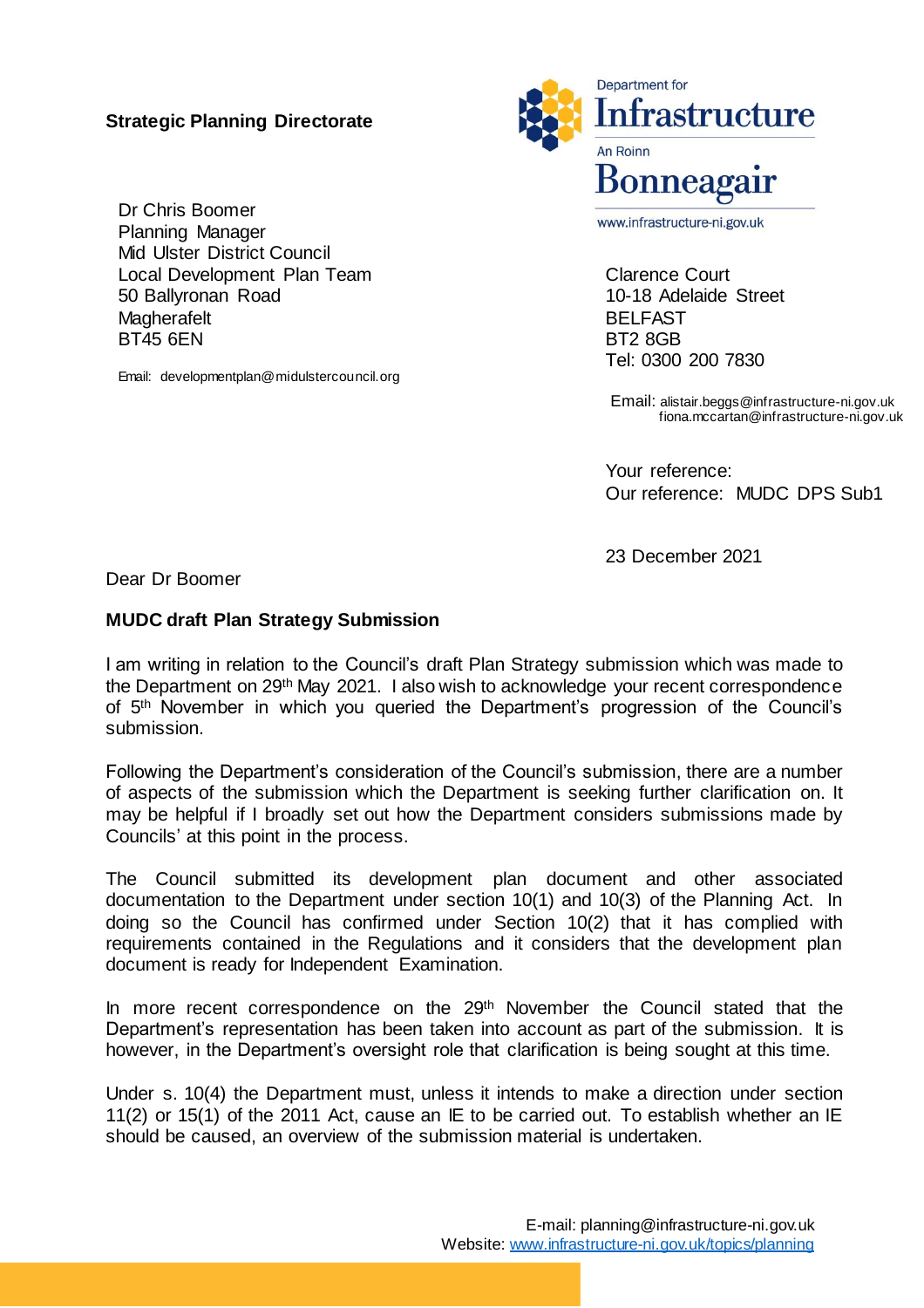**Strategic Planning Directorate**

Department for
Infrastructure
An Roinn
Bonneagair
www.infrastructure-ni.gov.uk

Dr Chris Boomer
Planning Manager
Mid Ulster District Council
Local Development Plan Team
50 Ballyronan Road
Magherafelt
BT45 6EN

Email: developmentplan@midulstercouncil.org

Clarence Court
10-18 Adelaide Street
BELFAST
BT2 8GB
Tel: 0300 200 7830

Email: alistair.beggs@infrastructure-ni.gov.uk
fiona.mccartan@infrastructure-ni.gov.uk

Your reference:
Our reference: MUDC DPS Sub1

23 December 2021

Dear Dr Boomer

**MUDC draft Plan Strategy Submission**

I am writing in relation to the Council's draft Plan Strategy submission which was made to the Department on 29th May 2021. I also wish to acknowledge your recent correspondence of 5th November in which you queried the Department's progression of the Council's submission.

Following the Department's consideration of the Council's submission, there are a number of aspects of the submission which the Department is seeking further clarification on. It may be helpful if I broadly set out how the Department considers submissions made by Councils' at this point in the process.

The Council submitted its development plan document and other associated documentation to the Department under section 10(1) and 10(3) of the Planning Act. In doing so the Council has confirmed under Section 10(2) that it has complied with requirements contained in the Regulations and it considers that the development plan document is ready for Independent Examination.

In more recent correspondence on the 29th November the Council stated that the Department's representation has been taken into account as part of the submission. It is however, in the Department's oversight role that clarification is being sought at this time.

Under s. 10(4) the Department must, unless it intends to make a direction under section 11(2) or 15(1) of the 2011 Act, cause an IE to be carried out. To establish whether an IE should be caused, an overview of the submission material is undertaken.

E-mail: planning@infrastructure-ni.gov.uk
Website: www.infrastructure-ni.gov.uk/topics/planning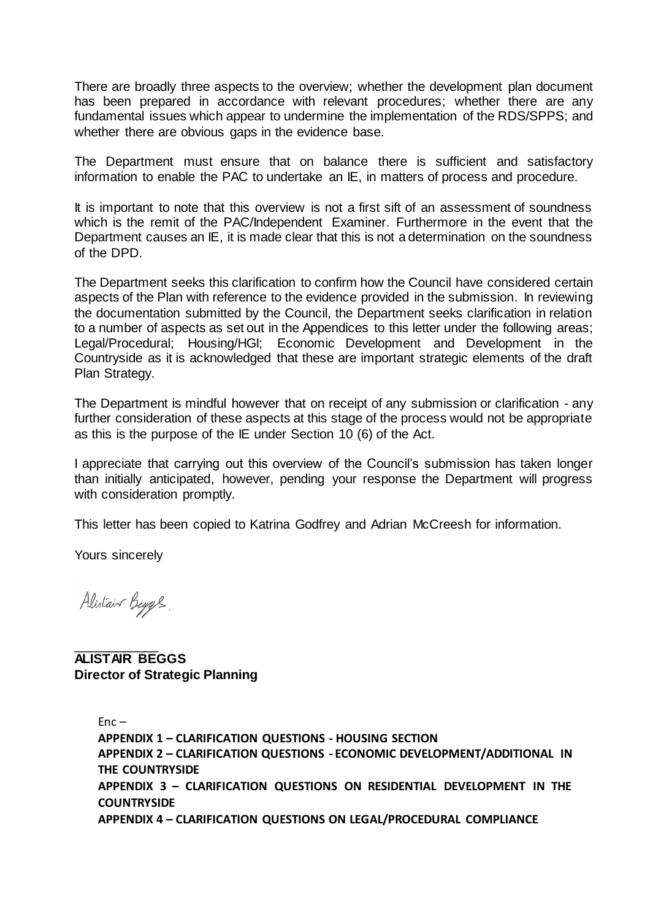There are broadly three aspects to the overview; whether the development plan document has been prepared in accordance with relevant procedures; whether there are any fundamental issues which appear to undermine the implementation of the RDS/SPPS; and whether there are obvious gaps in the evidence base.

The Department must ensure that on balance there is sufficient and satisfactory information to enable the PAC to undertake an IE, in matters of process and procedure.

It is important to note that this overview is not a first sift of an assessment of soundness which is the remit of the PAC/Independent Examiner. Furthermore in the event that the Department causes an IE, it is made clear that this is not a determination on the soundness of the DPD.

The Department seeks this clarification to confirm how the Council have considered certain aspects of the Plan with reference to the evidence provided in the submission. In reviewing the documentation submitted by the Council, the Department seeks clarification in relation to a number of aspects as set out in the Appendices to this letter under the following areas; Legal/Procedural; Housing/HGI; Economic Development and Development in the Countryside as it is acknowledged that these are important strategic elements of the draft Plan Strategy.

The Department is mindful however that on receipt of any submission or clarification - any further consideration of these aspects at this stage of the process would not be appropriate as this is the purpose of the IE under Section 10 (6) of the Act.

I appreciate that carrying out this overview of the Council's submission has taken longer than initially anticipated, however, pending your response the Department will progress with consideration promptly.

This letter has been copied to Katrina Godfrey and Adrian McCreesh for information.

Yours sincerely

Alistair Beggs

**ALISTAIR BEGGS**
**Director of Strategic Planning**

Enc –

**APPENDIX 1 – CLARIFICATION QUESTIONS - HOUSING SECTION**
**APPENDIX 2 – CLARIFICATION QUESTIONS - ECONOMIC DEVELOPMENT/ADDITIONAL IN THE COUNTRYSIDE**
**APPENDIX 3 – CLARIFICATION QUESTIONS ON RESIDENTIAL DEVELOPMENT IN THE COUNTRYSIDE**
**APPENDIX 4 – CLARIFICATION QUESTIONS ON LEGAL/PROCEDURAL COMPLIANCE**